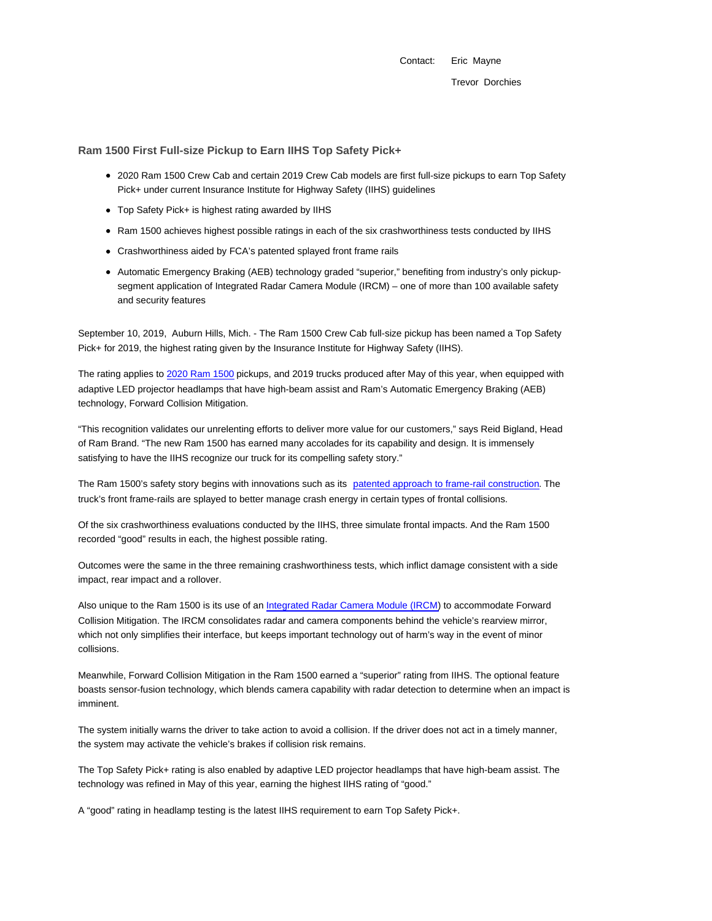Contact: Eric Mayne

Trevor Dorchies

## Ram 1500 First Full-size Pickup to Earn IIHS Top Safety Pick+

- 2020 Ram 1500 Crew Cab and certain 2019 Crew Cab models are first full-size pickups to earn Top Safety Pick+ under current Insurance Institute for Highway Safety (IIHS) guidelines
- Top Safety Pick+ is highest rating awarded by IIHS
- Ram 1500 achieves highest possible ratings in each of the six crashworthiness tests conducted by IIHS
- Crashworthiness aided by FCA's patented splayed front frame rails
- Automatic Emergency Braking (AEB) technology graded "superior," benefiting from industry's only pickup-segment application of Integrated Radar Camera Module (IRCM) – one of more than 100 available safety and security features

September 10, 2019, Auburn Hills, Mich. - The Ram 1500 Crew Cab full-size pickup has been named a Top Safety Pick+ for 2019, the highest rating given by the Insurance Institute for Highway Safety (IIHS).

The rating applies to 2020 Ram 1500 pickups, and 2019 trucks produced after May of this year, when equipped with adaptive LED projector headlamps that have high-beam assist and Ram's Automatic Emergency Braking (AEB) technology, Forward Collision Mitigation.

"This recognition validates our unrelenting efforts to deliver more value for our customers," says Reid Bigland, Head of Ram Brand. "The new Ram 1500 has earned many accolades for its capability and design. It is immensely satisfying to have the IIHS recognize our truck for its compelling safety story."

The Ram 1500's safety story begins with innovations such as its patented approach to frame-rail construction. The truck's front frame-rails are splayed to better manage crash energy in certain types of frontal collisions.

Of the six crashworthiness evaluations conducted by the IIHS, three simulate frontal impacts. And the Ram 1500 recorded "good" results in each, the highest possible rating.

Outcomes were the same in the three remaining crashworthiness tests, which inflict damage consistent with a side impact, rear impact and a rollover.

Also unique to the Ram 1500 is its use of an Integrated Radar Camera Module (IRCM) to accommodate Forward Collision Mitigation. The IRCM consolidates radar and camera components behind the vehicle's rearview mirror, which not only simplifies their interface, but keeps important technology out of harm's way in the event of minor collisions.

Meanwhile, Forward Collision Mitigation in the Ram 1500 earned a "superior" rating from IIHS. The optional feature boasts sensor-fusion technology, which blends camera capability with radar detection to determine when an impact is imminent.

The system initially warns the driver to take action to avoid a collision. If the driver does not act in a timely manner, the system may activate the vehicle's brakes if collision risk remains.

The Top Safety Pick+ rating is also enabled by adaptive LED projector headlamps that have high-beam assist. The technology was refined in May of this year, earning the highest IIHS rating of "good."

A "good" rating in headlamp testing is the latest IIHS requirement to earn Top Safety Pick+.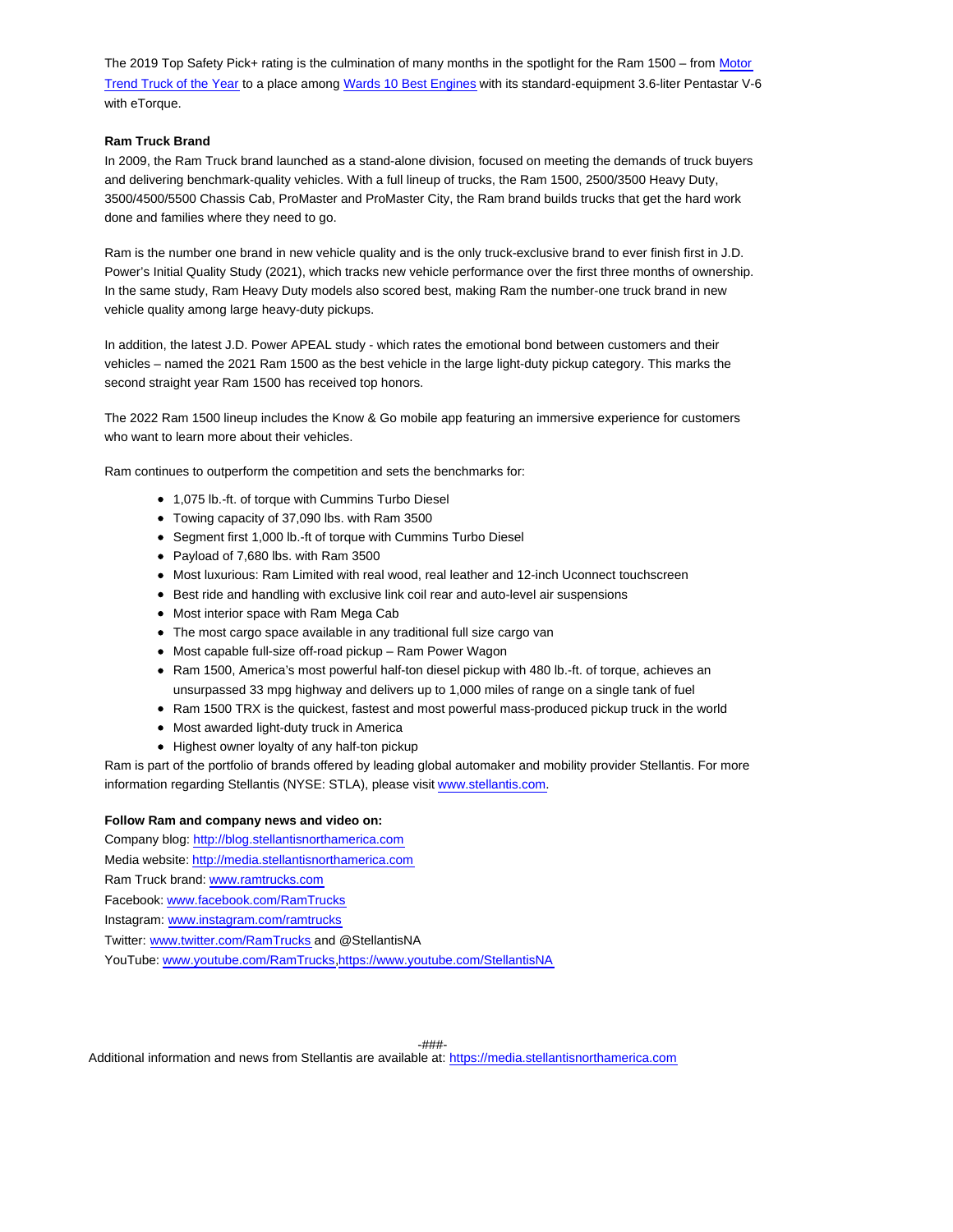The 2019 Top Safety Pick+ rating is the culmination of many months in the spotlight for the Ram 1500 – from Motor Trend Truck of the Year to a place among Wards 10 Best Engines with its standard-equipment 3.6-liter Pentastar V-6 with eTorque.

**Ram Truck Brand**

In 2009, the Ram Truck brand launched as a stand-alone division, focused on meeting the demands of truck buyers and delivering benchmark-quality vehicles. With a full lineup of trucks, the Ram 1500, 2500/3500 Heavy Duty, 3500/4500/5500 Chassis Cab, ProMaster and ProMaster City, the Ram brand builds trucks that get the hard work done and families where they need to go.

Ram is the number one brand in new vehicle quality and is the only truck-exclusive brand to ever finish first in J.D. Power's Initial Quality Study (2021), which tracks new vehicle performance over the first three months of ownership. In the same study, Ram Heavy Duty models also scored best, making Ram the number-one truck brand in new vehicle quality among large heavy-duty pickups.

In addition, the latest J.D. Power APEAL study - which rates the emotional bond between customers and their vehicles – named the 2021 Ram 1500 as the best vehicle in the large light-duty pickup category. This marks the second straight year Ram 1500 has received top honors.

The 2022 Ram 1500 lineup includes the Know & Go mobile app featuring an immersive experience for customers who want to learn more about their vehicles.

Ram continues to outperform the competition and sets the benchmarks for:

- 1,075 lb.-ft. of torque with Cummins Turbo Diesel
- Towing capacity of 37,090 lbs. with Ram 3500
- Segment first 1,000 lb.-ft of torque with Cummins Turbo Diesel
- Payload of 7,680 lbs. with Ram 3500
- Most luxurious: Ram Limited with real wood, real leather and 12-inch Uconnect touchscreen
- Best ride and handling with exclusive link coil rear and auto-level air suspensions
- Most interior space with Ram Mega Cab
- The most cargo space available in any traditional full size cargo van
- Most capable full-size off-road pickup – Ram Power Wagon
- Ram 1500, America's most powerful half-ton diesel pickup with 480 lb.-ft. of torque, achieves an unsurpassed 33 mpg highway and delivers up to 1,000 miles of range on a single tank of fuel
- Ram 1500 TRX is the quickest, fastest and most powerful mass-produced pickup truck in the world
- Most awarded light-duty truck in America
- Highest owner loyalty of any half-ton pickup

Ram is part of the portfolio of brands offered by leading global automaker and mobility provider Stellantis. For more information regarding Stellantis (NYSE: STLA), please visit www.stellantis.com.

**Follow Ram and company news and video on:**

Company blog: http://blog.stellantisnorthamerica.com
Media website: http://media.stellantisnorthamerica.com
Ram Truck brand: www.ramtrucks.com
Facebook: www.facebook.com/RamTrucks
Instagram: www.instagram.com/ramtrucks
Twitter: www.twitter.com/RamTrucks and @StellantisNA
YouTube: www.youtube.com/RamTrucks,https://www.youtube.com/StellantisNA

-###-

Additional information and news from Stellantis are available at: https://media.stellantisnorthamerica.com